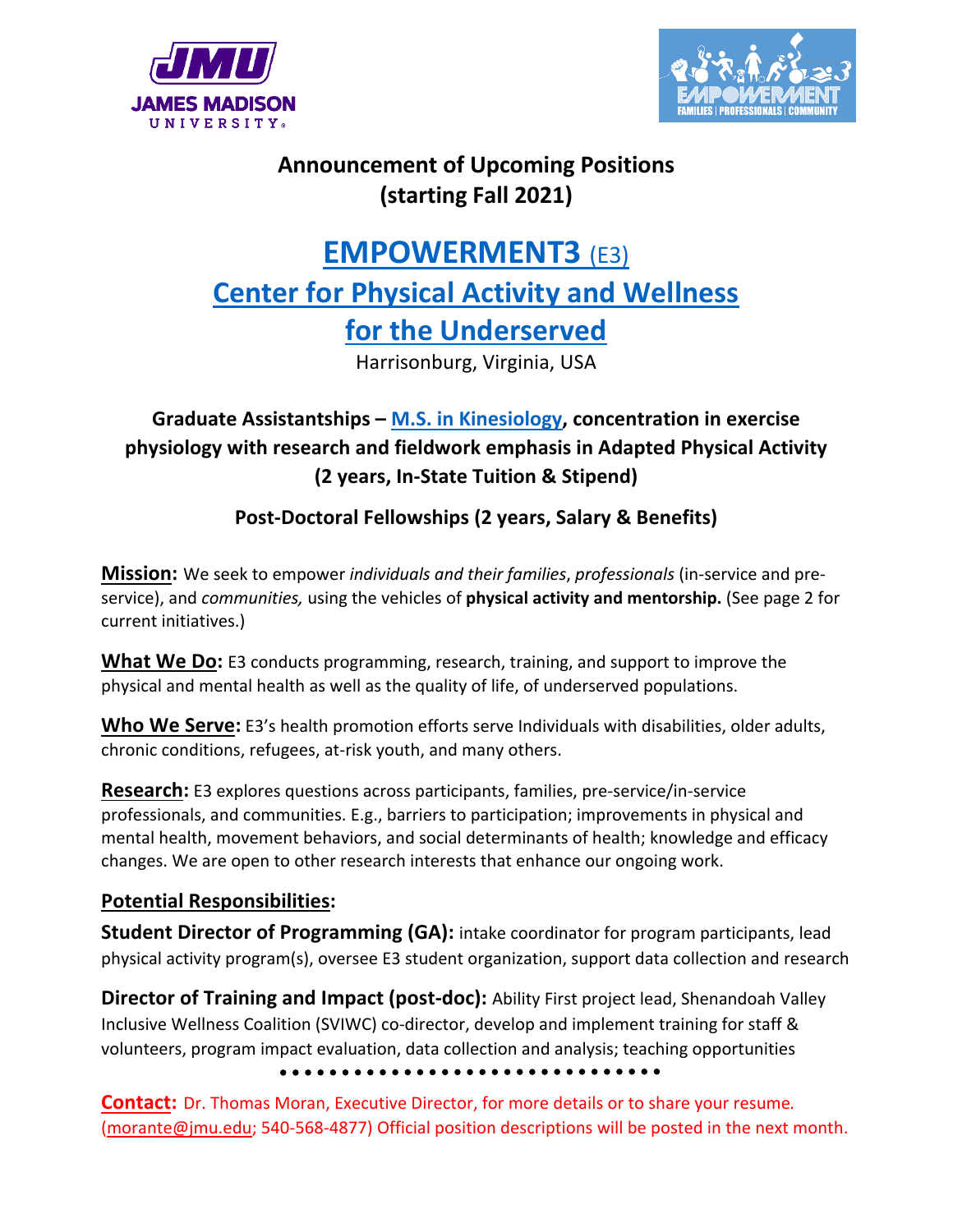## Announcement of Upcoming Positions (starting Fall 2021)

# EMPOWERMENT3 (E3)

# Center for Physical Activity and Wellness for the Underserved

Harrisonburg, Virginia, USA

### Graduate Assistantships – M.S. in Kinesiology, concentration in exercise physiology with research and fieldwork emphasis in Adapted Physical Activity (2 years, In-State Tuition & Stipend)

### Post-Doctoral Fellowships (2 years, Salary & Benefits)

**Mission:** We seek to empower *individuals and their families*, *professionals* (in-service and pre-service), and *communities,* using the vehicles of **physical activity and mentorship.** (See page 2 for current initiatives.)

**What We Do:** E3 conducts programming, research, training, and support to improve the physical and mental health as well as the quality of life, of underserved populations.

**Who We Serve:** E3's health promotion efforts serve Individuals with disabilities, older adults, chronic conditions, refugees, at-risk youth, and many others.

**Research:** E3 explores questions across participants, families, pre-service/in-service professionals, and communities. E.g., barriers to participation; improvements in physical and mental health, movement behaviors, and social determinants of health; knowledge and efficacy changes. We are open to other research interests that enhance our ongoing work.

**Potential Responsibilities:**

**Student Director of Programming (GA):** intake coordinator for program participants, lead physical activity program(s), oversee E3 student organization, support data collection and research

**Director of Training and Impact (post-doc):** Ability First project lead, Shenandoah Valley Inclusive Wellness Coalition (SVIWC) co-director, develop and implement training for staff & volunteers, program impact evaluation, data collection and analysis; teaching opportunities

**Contact:** Dr. Thomas Moran, Executive Director, for more details or to share your resume. (morante@jmu.edu; 540-568-4877) Official position descriptions will be posted in the next month.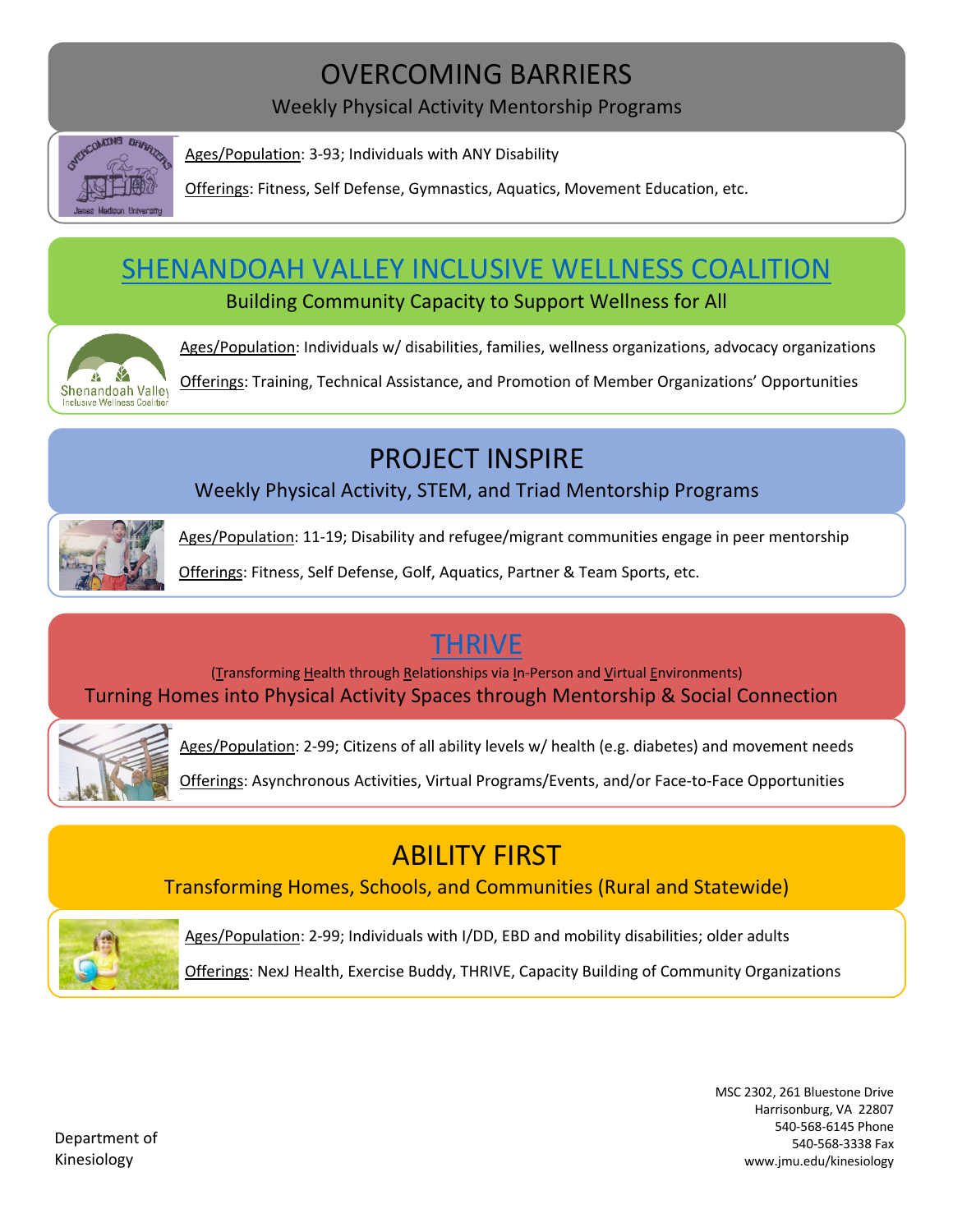## OVERCOMING BARRIERS

Weekly Physical Activity Mentorship Programs

Ages/Population: 3-93; Individuals with ANY Disability

Offerings: Fitness, Self Defense, Gymnastics, Aquatics, Movement Education, etc.

## SHENANDOAH VALLEY INCLUSIVE WELLNESS COALITION

Building Community Capacity to Support Wellness for All

Ages/Population: Individuals w/ disabilities, families, wellness organizations, advocacy organizations

Offerings: Training, Technical Assistance, and Promotion of Member Organizations' Opportunities

## PROJECT INSPIRE

Weekly Physical Activity, STEM, and Triad Mentorship Programs

Ages/Population: 11-19; Disability and refugee/migrant communities engage in peer mentorship

Offerings: Fitness, Self Defense, Golf, Aquatics, Partner & Team Sports, etc.

## THRIVE

(Transforming Health through Relationships via In-Person and Virtual Environments)

Turning Homes into Physical Activity Spaces through Mentorship & Social Connection

Ages/Population: 2-99; Citizens of all ability levels w/ health (e.g. diabetes) and movement needs

Offerings: Asynchronous Activities, Virtual Programs/Events, and/or Face-to-Face Opportunities

## ABILITY FIRST

Transforming Homes, Schools, and Communities (Rural and Statewide)

Ages/Population: 2-99; Individuals with I/DD, EBD and mobility disabilities; older adults

Offerings: NexJ Health, Exercise Buddy, THRIVE, Capacity Building of Community Organizations

Department of Kinesiology

MSC 2302, 261 Bluestone Drive
Harrisonburg, VA 22807
540-568-6145 Phone
540-568-3338 Fax
www.jmu.edu/kinesiology